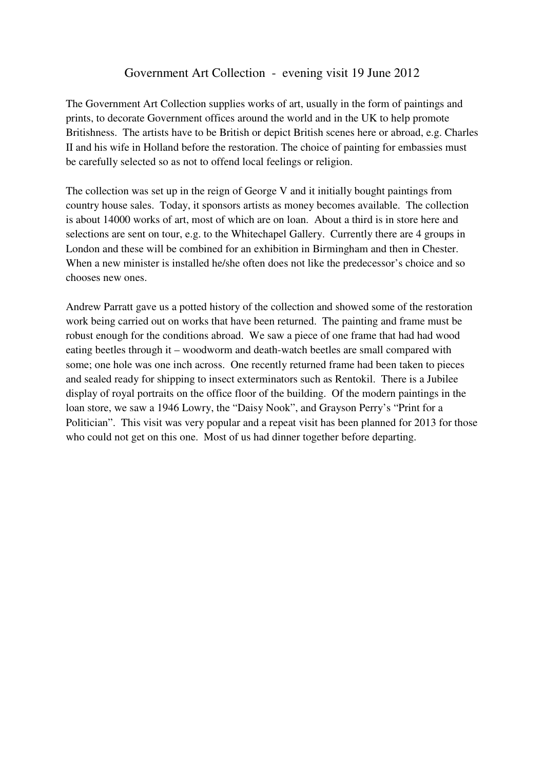# Government Art Collection - evening visit 19 June 2012

The Government Art Collection supplies works of art, usually in the form of paintings and prints, to decorate Government offices around the world and in the UK to help promote Britishness. The artists have to be British or depict British scenes here or abroad, e.g. Charles II and his wife in Holland before the restoration. The choice of painting for embassies must be carefully selected so as not to offend local feelings or religion.

The collection was set up in the reign of George V and it initially bought paintings from country house sales. Today, it sponsors artists as money becomes available. The collection is about 14000 works of art, most of which are on loan. About a third is in store here and selections are sent on tour, e.g. to the Whitechapel Gallery. Currently there are 4 groups in London and these will be combined for an exhibition in Birmingham and then in Chester. When a new minister is installed he/she often does not like the predecessor's choice and so chooses new ones.

Andrew Parratt gave us a potted history of the collection and showed some of the restoration work being carried out on works that have been returned. The painting and frame must be robust enough for the conditions abroad. We saw a piece of one frame that had had wood eating beetles through it – woodworm and death-watch beetles are small compared with some; one hole was one inch across. One recently returned frame had been taken to pieces and sealed ready for shipping to insect exterminators such as Rentokil. There is a Jubilee display of royal portraits on the office floor of the building. Of the modern paintings in the loan store, we saw a 1946 Lowry, the "Daisy Nook", and Grayson Perry's "Print for a Politician". This visit was very popular and a repeat visit has been planned for 2013 for those who could not get on this one. Most of us had dinner together before departing.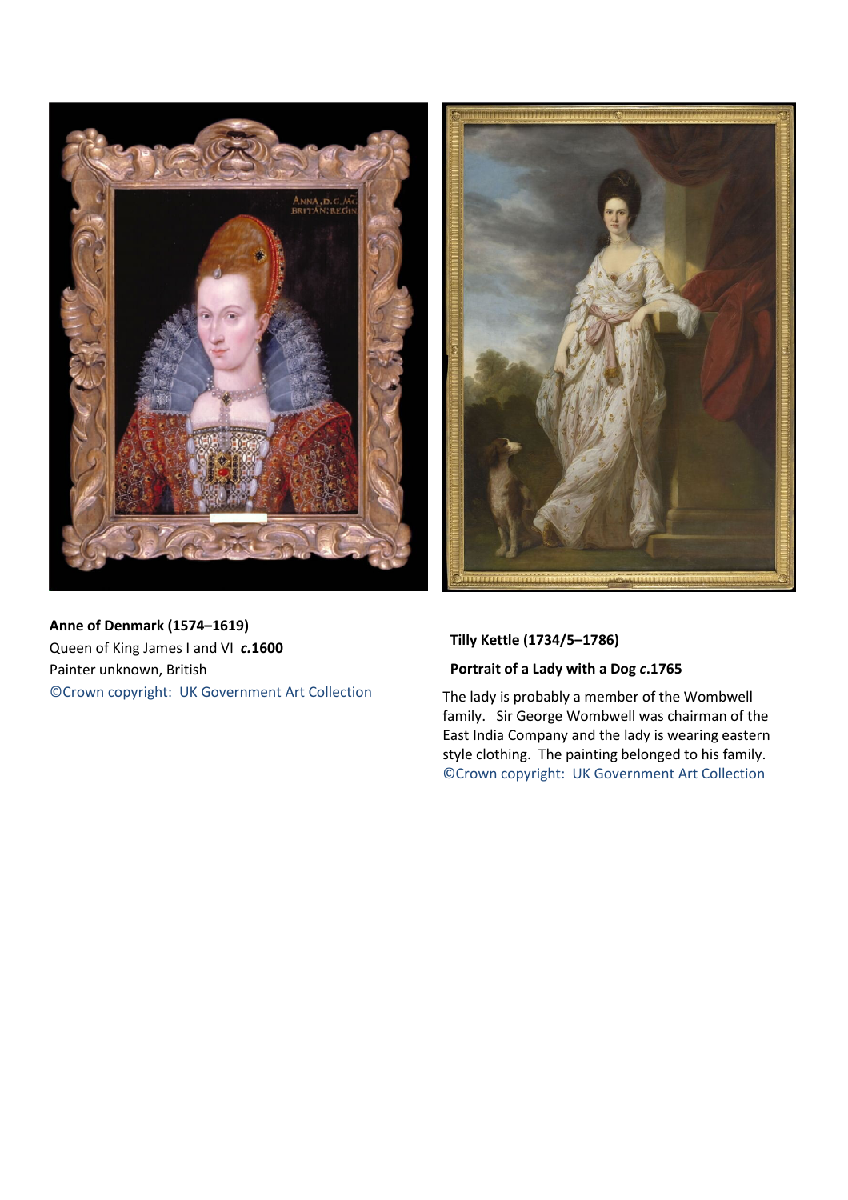**Anne of Denmark (1574–1619)**
Queen of King James I and VI *c.***1600**
Painter unknown, British
©Crown copyright: UK Government Art Collection

**Tilly Kettle (1734/5–1786)**

**Portrait of a Lady with a Dog *c.*1765**

The lady is probably a member of the Wombwell family. Sir George Wombwell was chairman of the East India Company and the lady is wearing eastern style clothing. The painting belonged to his family.
©Crown copyright: UK Government Art Collection